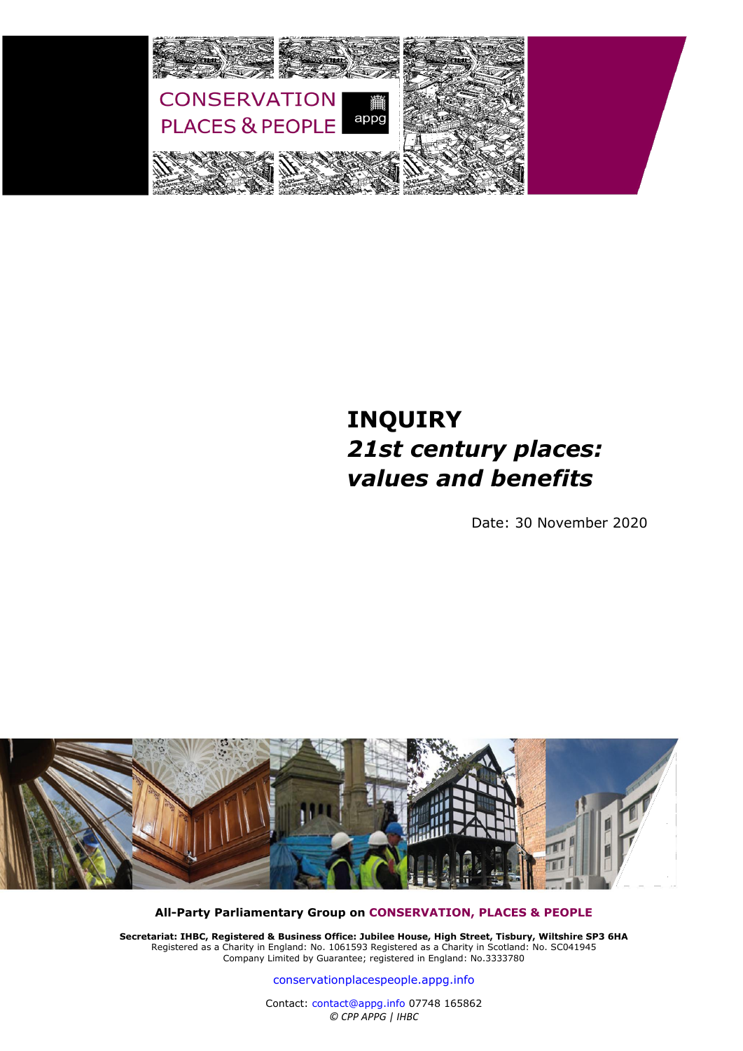CONSERVATION PLACES & PEOPLE appg

# INQUIRY
## *21st century places: values and benefits*

Date: 30 November 2020

**All-Party Parliamentary Group on CONSERVATION, PLACES & PEOPLE**

**Secretariat: IHBC, Registered & Business Office: Jubilee House, High Street, Tisbury, Wiltshire SP3 6HA**
Registered as a Charity in England: No. 1061593 Registered as a Charity in Scotland: No. SC041945
Company Limited by Guarantee; registered in England: No.3333780

conservationplacespeople.appg.info

Contact: contact@appg.info 07748 165862
*© CPP APPG | IHBC*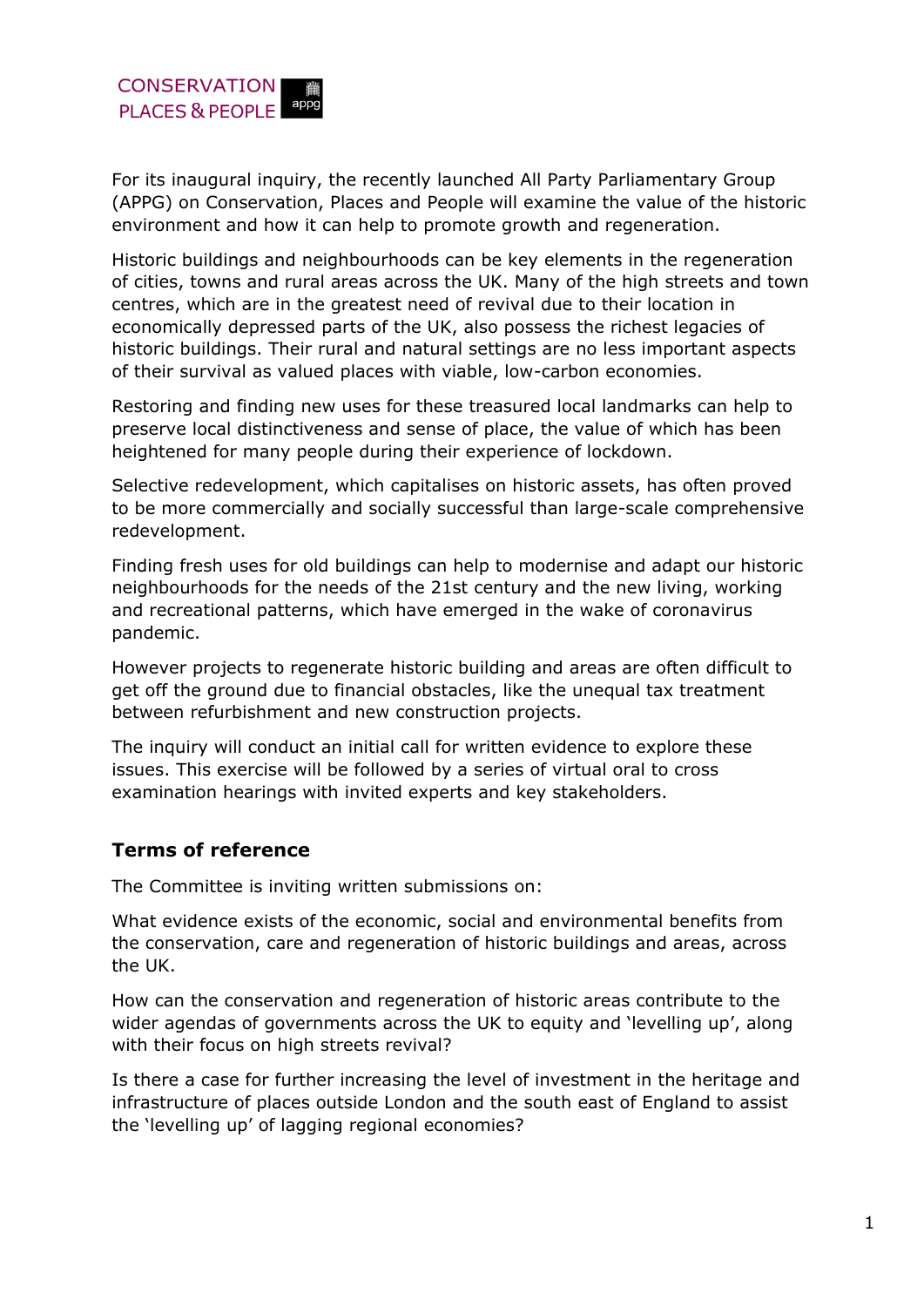CONSERVATION
PLACES & PEOPLE appg

For its inaugural inquiry, the recently launched All Party Parliamentary Group (APPG) on Conservation, Places and People will examine the value of the historic environment and how it can help to promote growth and regeneration.

Historic buildings and neighbourhoods can be key elements in the regeneration of cities, towns and rural areas across the UK. Many of the high streets and town centres, which are in the greatest need of revival due to their location in economically depressed parts of the UK, also possess the richest legacies of historic buildings. Their rural and natural settings are no less important aspects of their survival as valued places with viable, low-carbon economies.

Restoring and finding new uses for these treasured local landmarks can help to preserve local distinctiveness and sense of place, the value of which has been heightened for many people during their experience of lockdown.

Selective redevelopment, which capitalises on historic assets, has often proved to be more commercially and socially successful than large-scale comprehensive redevelopment.

Finding fresh uses for old buildings can help to modernise and adapt our historic neighbourhoods for the needs of the 21st century and the new living, working and recreational patterns, which have emerged in the wake of coronavirus pandemic.

However projects to regenerate historic building and areas are often difficult to get off the ground due to financial obstacles, like the unequal tax treatment between refurbishment and new construction projects.

The inquiry will conduct an initial call for written evidence to explore these issues. This exercise will be followed by a series of virtual oral to cross examination hearings with invited experts and key stakeholders.

## Terms of reference

The Committee is inviting written submissions on:

What evidence exists of the economic, social and environmental benefits from the conservation, care and regeneration of historic buildings and areas, across the UK.

How can the conservation and regeneration of historic areas contribute to the wider agendas of governments across the UK to equity and 'levelling up', along with their focus on high streets revival?

Is there a case for further increasing the level of investment in the heritage and infrastructure of places outside London and the south east of England to assist the 'levelling up' of lagging regional economies?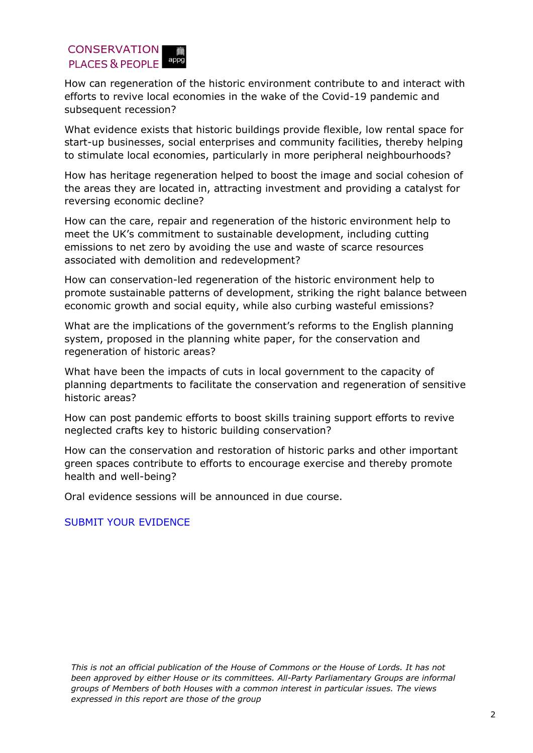CONSERVATION PLACES & PEOPLE appg

How can regeneration of the historic environment contribute to and interact with efforts to revive local economies in the wake of the Covid-19 pandemic and subsequent recession?

What evidence exists that historic buildings provide flexible, low rental space for start-up businesses, social enterprises and community facilities, thereby helping to stimulate local economies, particularly in more peripheral neighbourhoods?

How has heritage regeneration helped to boost the image and social cohesion of the areas they are located in, attracting investment and providing a catalyst for reversing economic decline?

How can the care, repair and regeneration of the historic environment help to meet the UK's commitment to sustainable development, including cutting emissions to net zero by avoiding the use and waste of scarce resources associated with demolition and redevelopment?

How can conservation-led regeneration of the historic environment help to promote sustainable patterns of development, striking the right balance between economic growth and social equity, while also curbing wasteful emissions?

What are the implications of the government's reforms to the English planning system, proposed in the planning white paper, for the conservation and regeneration of historic areas?

What have been the impacts of cuts in local government to the capacity of planning departments to facilitate the conservation and regeneration of sensitive historic areas?

How can post pandemic efforts to boost skills training support efforts to revive neglected crafts key to historic building conservation?

How can the conservation and restoration of historic parks and other important green spaces contribute to efforts to encourage exercise and thereby promote health and well-being?

Oral evidence sessions will be announced in due course.

SUBMIT YOUR EVIDENCE

*This is not an official publication of the House of Commons or the House of Lords. It has not been approved by either House or its committees. All-Party Parliamentary Groups are informal groups of Members of both Houses with a common interest in particular issues. The views expressed in this report are those of the group*